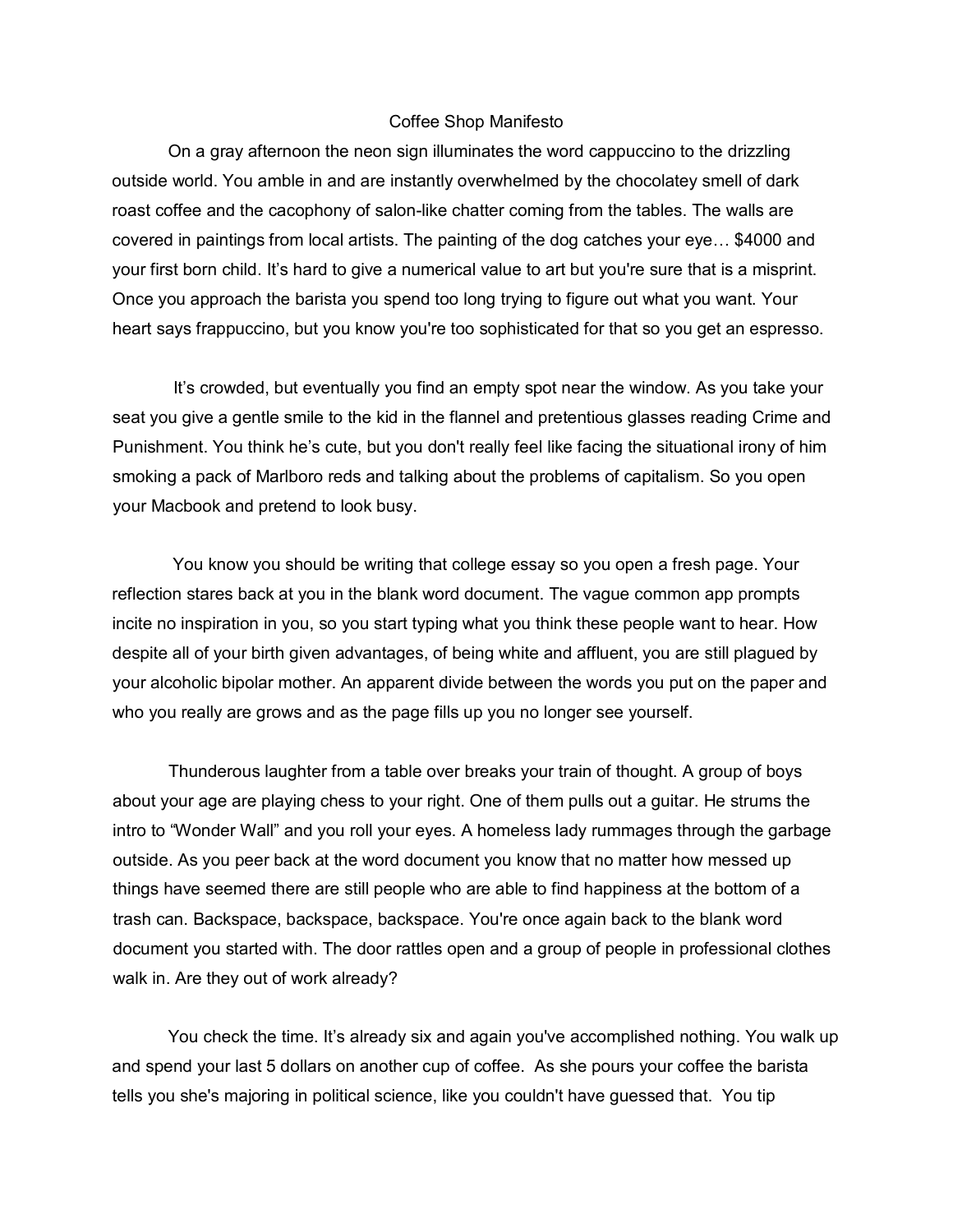# Coffee Shop Manifesto

On a gray afternoon the neon sign illuminates the word cappuccino to the drizzling outside world. You amble in and are instantly overwhelmed by the chocolatey smell of dark roast coffee and the cacophony of salon-like chatter coming from the tables. The walls are covered in paintings from local artists. The painting of the dog catches your eye… $4000 and your first born child. It's hard to give a numerical value to art but you're sure that is a misprint. Once you approach the barista you spend too long trying to figure out what you want. Your heart says frappuccino, but you know you're too sophisticated for that so you get an espresso.

It's crowded, but eventually you find an empty spot near the window. As you take your seat you give a gentle smile to the kid in the flannel and pretentious glasses reading Crime and Punishment. You think he's cute, but you don't really feel like facing the situational irony of him smoking a pack of Marlboro reds and talking about the problems of capitalism. So you open your Macbook and pretend to look busy.

You know you should be writing that college essay so you open a fresh page. Your reflection stares back at you in the blank word document. The vague common app prompts incite no inspiration in you, so you start typing what you think these people want to hear. How despite all of your birth given advantages, of being white and affluent, you are still plagued by your alcoholic bipolar mother. An apparent divide between the words you put on the paper and who you really are grows and as the page fills up you no longer see yourself.

Thunderous laughter from a table over breaks your train of thought. A group of boys about your age are playing chess to your right. One of them pulls out a guitar. He strums the intro to "Wonder Wall" and you roll your eyes. A homeless lady rummages through the garbage outside. As you peer back at the word document you know that no matter how messed up things have seemed there are still people who are able to find happiness at the bottom of a trash can. Backspace, backspace, backspace. You're once again back to the blank word document you started with. The door rattles open and a group of people in professional clothes walk in. Are they out of work already?

You check the time. It's already six and again you've accomplished nothing. You walk up and spend your last 5 dollars on another cup of coffee. As she pours your coffee the barista tells you she's majoring in political science, like you couldn't have guessed that. You tip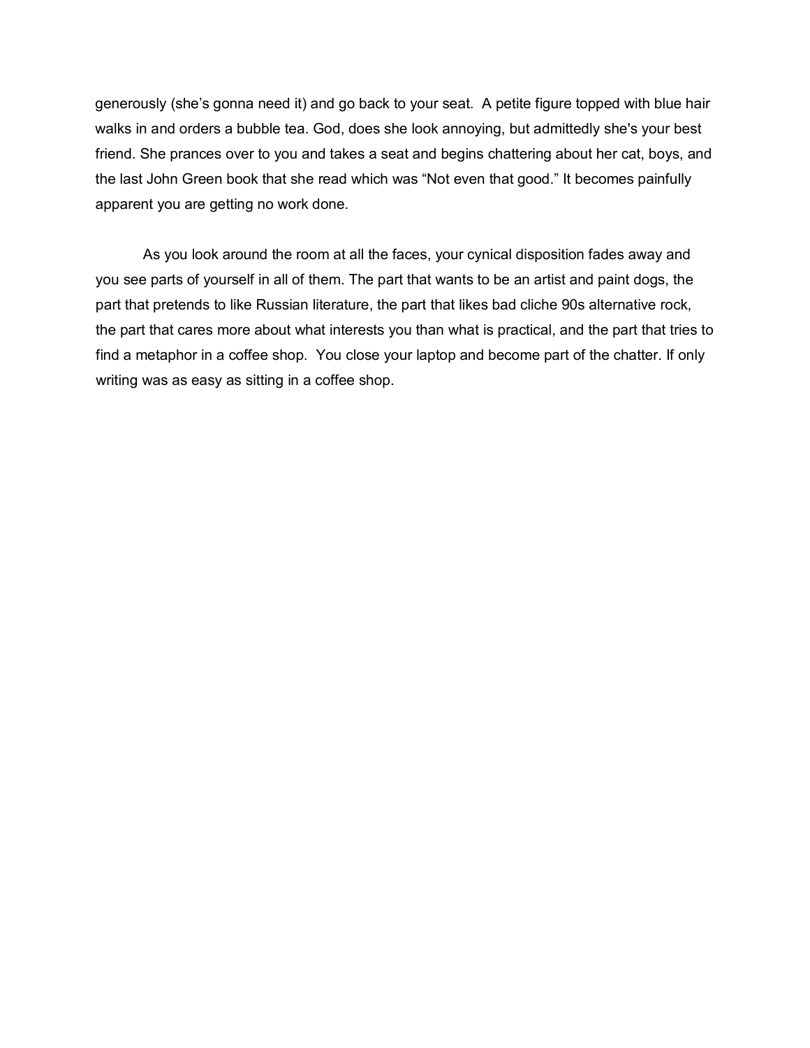generously (she's gonna need it) and go back to your seat. A petite figure topped with blue hair walks in and orders a bubble tea. God, does she look annoying, but admittedly she's your best friend. She prances over to you and takes a seat and begins chattering about her cat, boys, and the last John Green book that she read which was "Not even that good." It becomes painfully apparent you are getting no work done.

As you look around the room at all the faces, your cynical disposition fades away and you see parts of yourself in all of them. The part that wants to be an artist and paint dogs, the part that pretends to like Russian literature, the part that likes bad cliche 90s alternative rock, the part that cares more about what interests you than what is practical, and the part that tries to find a metaphor in a coffee shop. You close your laptop and become part of the chatter. If only writing was as easy as sitting in a coffee shop.